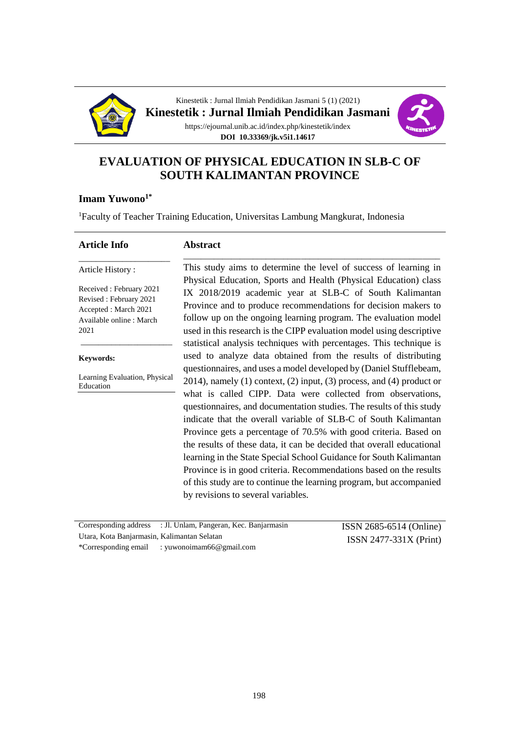Kinestetik : Jurnal Ilmiah Pendidikan Jasmani 5 (1) (2021)

**Kinestetik : Jurnal Ilmiah Pendidikan Jasmani**

https://ejournal.unib.ac.id/index.php/kinestetik/index

**DOI 10.33369/jk.v5i1.14617**

# EVALUATION OF PHYSICAL EDUCATION IN SLB-C OF SOUTH KALIMANTAN PROVINCE

**Imam Yuwono[1*]**

[1]Faculty of Teacher Training Education, Universitas Lambung Mangkurat, Indonesia

## Article Info

Article History :

Received : February 2021
Revised : February 2021
Accepted : March 2021
Available online : March 2021

**Keywords:**

Learning Evaluation, Physical Education

## Abstract

This study aims to determine the level of success of learning in Physical Education, Sports and Health (Physical Education) class IX 2018/2019 academic year at SLB-C of South Kalimantan Province and to produce recommendations for decision makers to follow up on the ongoing learning program. The evaluation model used in this research is the CIPP evaluation model using descriptive statistical analysis techniques with percentages. This technique is used to analyze data obtained from the results of distributing questionnaires, and uses a model developed by (Daniel Stufflebeam, 2014), namely (1) context, (2) input, (3) process, and (4) product or what is called CIPP. Data were collected from observations, questionnaires, and documentation studies. The results of this study indicate that the overall variable of SLB-C of South Kalimantan Province gets a percentage of 70.5% with good criteria. Based on the results of these data, it can be decided that overall educational learning in the State Special School Guidance for South Kalimantan Province is in good criteria. Recommendations based on the results of this study are to continue the learning program, but accompanied by revisions to several variables.

Corresponding address : Jl. Unlam, Pangeran, Kec. Banjarmasin Utara, Kota Banjarmasin, Kalimantan Selatan
*Corresponding email : yuwonoimam66@gmail.com

ISSN 2685-6514 (Online)
ISSN 2477-331X (Print)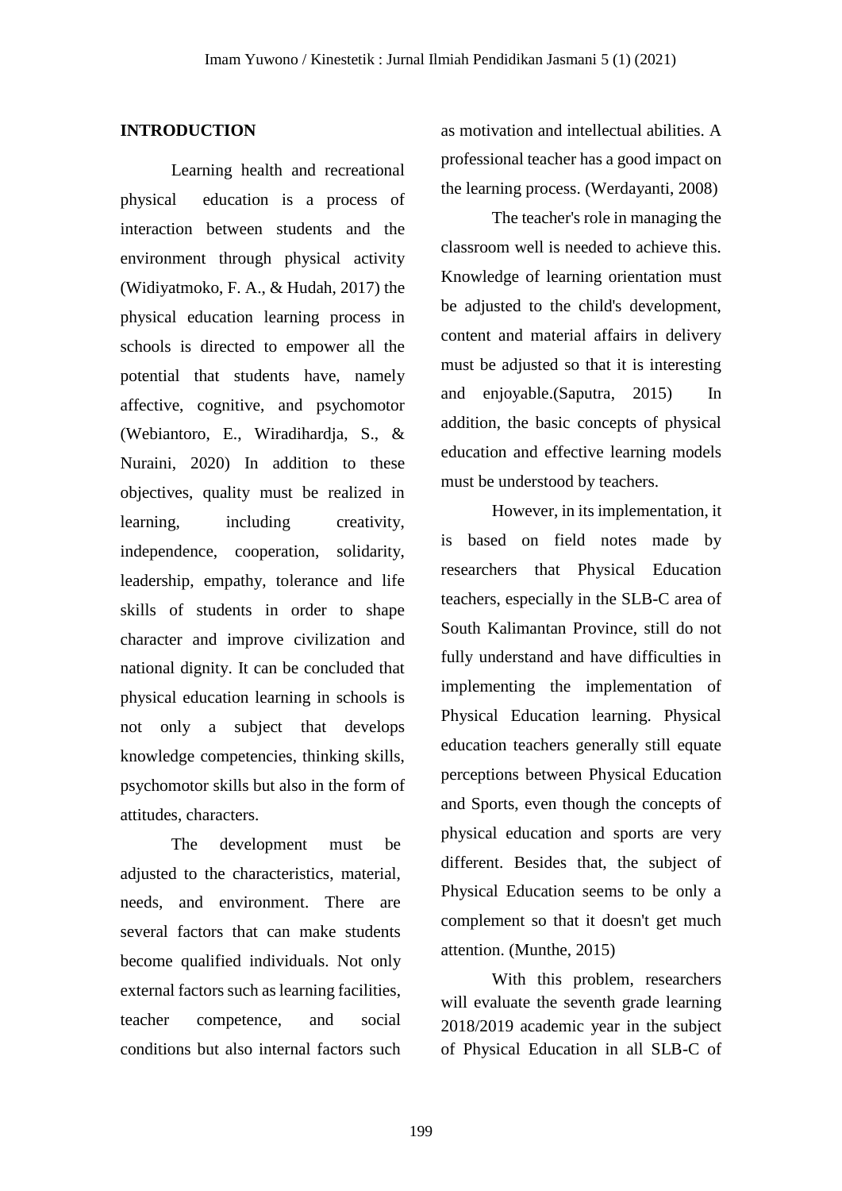## INTRODUCTION

Learning health and recreational physical education is a process of interaction between students and the environment through physical activity (Widiyatmoko, F. A., & Hudah, 2017) the physical education learning process in schools is directed to empower all the potential that students have, namely affective, cognitive, and psychomotor (Webiantoro, E., Wiradihardja, S., & Nuraini, 2020) In addition to these objectives, quality must be realized in learning, including creativity, independence, cooperation, solidarity, leadership, empathy, tolerance and life skills of students in order to shape character and improve civilization and national dignity. It can be concluded that physical education learning in schools is not only a subject that develops knowledge competencies, thinking skills, psychomotor skills but also in the form of attitudes, characters.

The development must be adjusted to the characteristics, material, needs, and environment. There are several factors that can make students become qualified individuals. Not only external factors such as learning facilities, teacher competence, and social conditions but also internal factors such as motivation and intellectual abilities. A professional teacher has a good impact on the learning process. (Werdayanti, 2008)

The teacher's role in managing the classroom well is needed to achieve this. Knowledge of learning orientation must be adjusted to the child's development, content and material affairs in delivery must be adjusted so that it is interesting and enjoyable.(Saputra, 2015) In addition, the basic concepts of physical education and effective learning models must be understood by teachers.

However, in its implementation, it is based on field notes made by researchers that Physical Education teachers, especially in the SLB-C area of South Kalimantan Province, still do not fully understand and have difficulties in implementing the implementation of Physical Education learning. Physical education teachers generally still equate perceptions between Physical Education and Sports, even though the concepts of physical education and sports are very different. Besides that, the subject of Physical Education seems to be only a complement so that it doesn't get much attention. (Munthe, 2015)

With this problem, researchers will evaluate the seventh grade learning 2018/2019 academic year in the subject of Physical Education in all SLB-C of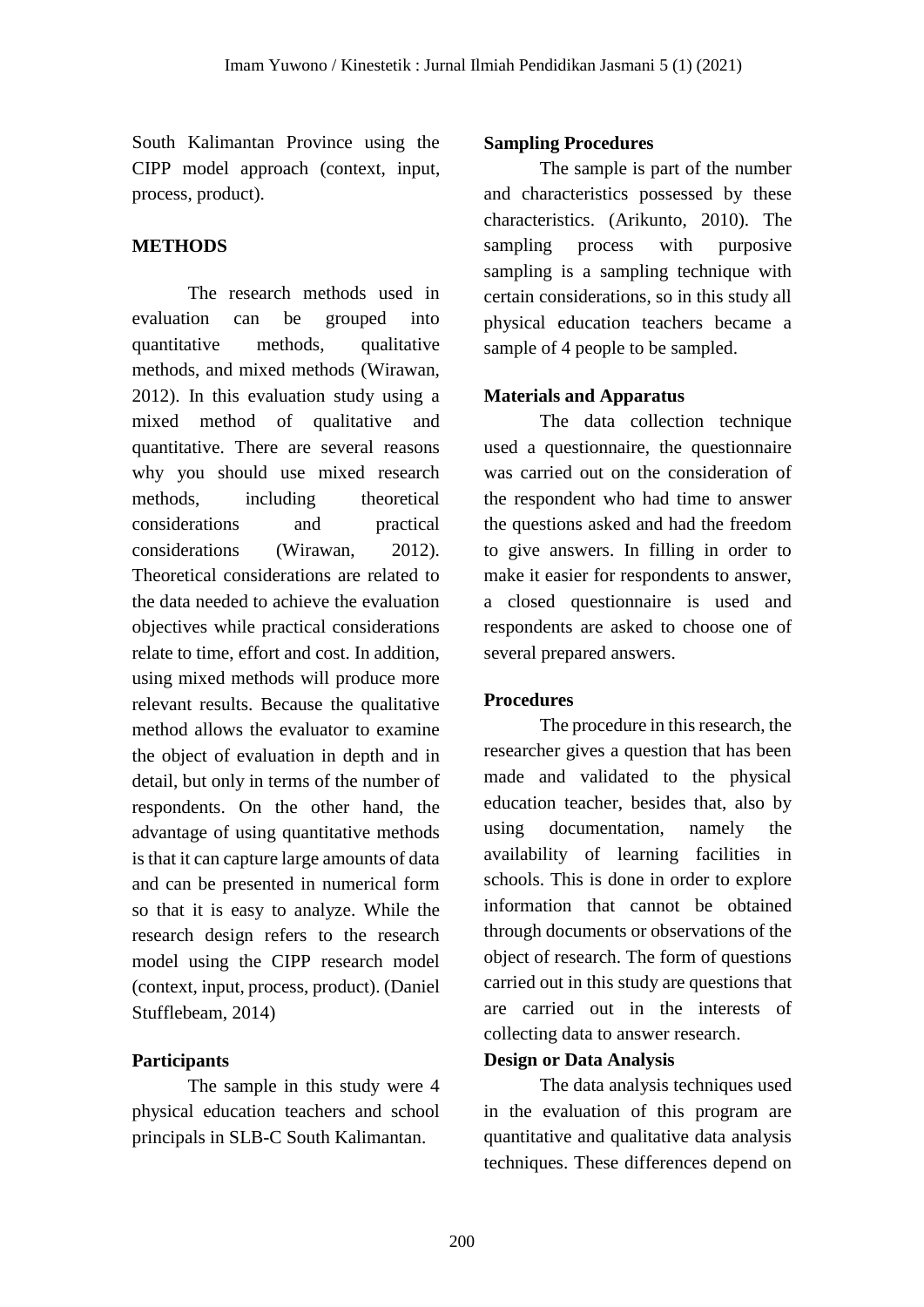South Kalimantan Province using the CIPP model approach (context, input, process, product).

## METHODS

The research methods used in evaluation can be grouped into quantitative methods, qualitative methods, and mixed methods (Wirawan, 2012). In this evaluation study using a mixed method of qualitative and quantitative. There are several reasons why you should use mixed research methods, including theoretical considerations and practical considerations (Wirawan, 2012). Theoretical considerations are related to the data needed to achieve the evaluation objectives while practical considerations relate to time, effort and cost. In addition, using mixed methods will produce more relevant results. Because the qualitative method allows the evaluator to examine the object of evaluation in depth and in detail, but only in terms of the number of respondents. On the other hand, the advantage of using quantitative methods is that it can capture large amounts of data and can be presented in numerical form so that it is easy to analyze. While the research design refers to the research model using the CIPP research model (context, input, process, product). (Daniel Stufflebeam, 2014)

### Participants

The sample in this study were 4 physical education teachers and school principals in SLB-C South Kalimantan.

### Sampling Procedures

The sample is part of the number and characteristics possessed by these characteristics. (Arikunto, 2010). The sampling process with purposive sampling is a sampling technique with certain considerations, so in this study all physical education teachers became a sample of 4 people to be sampled.

### Materials and Apparatus

The data collection technique used a questionnaire, the questionnaire was carried out on the consideration of the respondent who had time to answer the questions asked and had the freedom to give answers. In filling in order to make it easier for respondents to answer, a closed questionnaire is used and respondents are asked to choose one of several prepared answers.

### Procedures

The procedure in this research, the researcher gives a question that has been made and validated to the physical education teacher, besides that, also by using documentation, namely the availability of learning facilities in schools. This is done in order to explore information that cannot be obtained through documents or observations of the object of research. The form of questions carried out in this study are questions that are carried out in the interests of collecting data to answer research.

### Design or Data Analysis

The data analysis techniques used in the evaluation of this program are quantitative and qualitative data analysis techniques. These differences depend on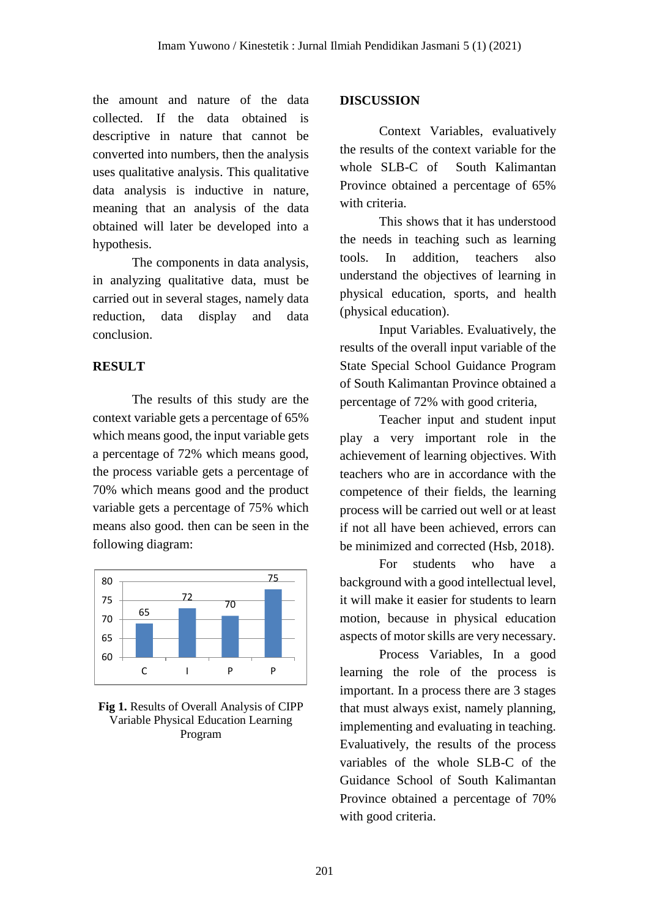the amount and nature of the data collected. If the data obtained is descriptive in nature that cannot be converted into numbers, then the analysis uses qualitative analysis. This qualitative data analysis is inductive in nature, meaning that an analysis of the data obtained will later be developed into a hypothesis.

The components in data analysis, in analyzing qualitative data, must be carried out in several stages, namely data reduction, data display and data conclusion.

## RESULT

The results of this study are the context variable gets a percentage of 65% which means good, the input variable gets a percentage of 72% which means good, the process variable gets a percentage of 70% which means good and the product variable gets a percentage of 75% which means also good. then can be seen in the following diagram:

| | C | I | P | P |
|---|---|---|---|---|
| Value | 65 | 72 | 70 | 75 |

**Fig 1.** Results of Overall Analysis of CIPP Variable Physical Education Learning Program

## DISCUSSION

Context Variables, evaluatively the results of the context variable for the whole SLB-C of South Kalimantan Province obtained a percentage of 65% with criteria.

This shows that it has understood the needs in teaching such as learning tools. In addition, teachers also understand the objectives of learning in physical education, sports, and health (physical education).

Input Variables. Evaluatively, the results of the overall input variable of the State Special School Guidance Program of South Kalimantan Province obtained a percentage of 72% with good criteria,

Teacher input and student input play a very important role in the achievement of learning objectives. With teachers who are in accordance with the competence of their fields, the learning process will be carried out well or at least if not all have been achieved, errors can be minimized and corrected (Hsb, 2018).

For students who have a background with a good intellectual level, it will make it easier for students to learn motion, because in physical education aspects of motor skills are very necessary.

Process Variables, In a good learning the role of the process is important. In a process there are 3 stages that must always exist, namely planning, implementing and evaluating in teaching. Evaluatively, the results of the process variables of the whole SLB-C of the Guidance School of South Kalimantan Province obtained a percentage of 70% with good criteria.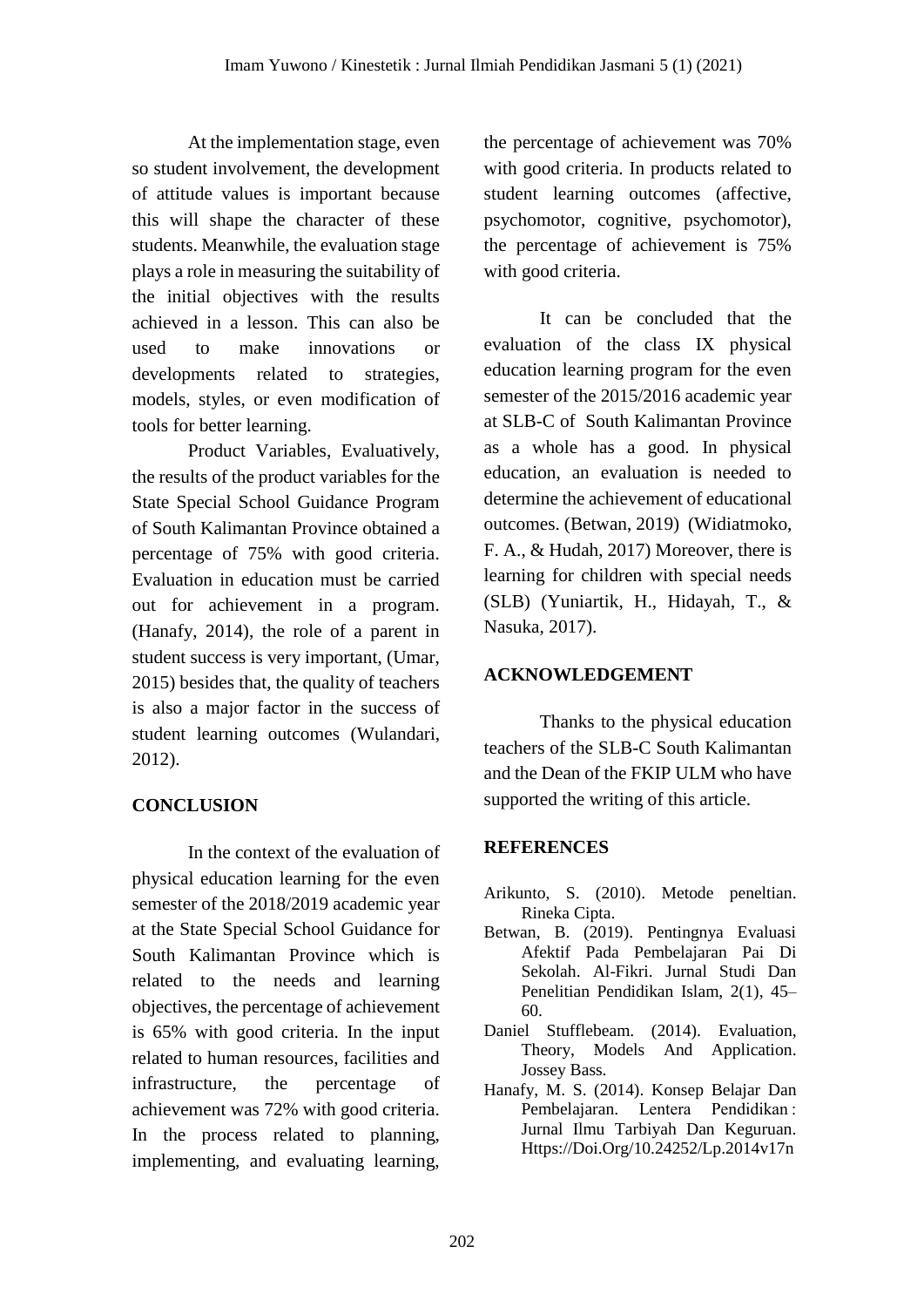At the implementation stage, even so student involvement, the development of attitude values is important because this will shape the character of these students. Meanwhile, the evaluation stage plays a role in measuring the suitability of the initial objectives with the results achieved in a lesson. This can also be used to make innovations or developments related to strategies, models, styles, or even modification of tools for better learning.

Product Variables, Evaluatively, the results of the product variables for the State Special School Guidance Program of South Kalimantan Province obtained a percentage of 75% with good criteria. Evaluation in education must be carried out for achievement in a program. (Hanafy, 2014), the role of a parent in student success is very important, (Umar, 2015) besides that, the quality of teachers is also a major factor in the success of student learning outcomes (Wulandari, 2012).

## CONCLUSION

In the context of the evaluation of physical education learning for the even semester of the 2018/2019 academic year at the State Special School Guidance for South Kalimantan Province which is related to the needs and learning objectives, the percentage of achievement is 65% with good criteria. In the input related to human resources, facilities and infrastructure, the percentage of achievement was 72% with good criteria. In the process related to planning, implementing, and evaluating learning, the percentage of achievement was 70% with good criteria. In products related to student learning outcomes (affective, psychomotor, cognitive, psychomotor), the percentage of achievement is 75% with good criteria.

It can be concluded that the evaluation of the class IX physical education learning program for the even semester of the 2015/2016 academic year at SLB-C of South Kalimantan Province as a whole has a good. In physical education, an evaluation is needed to determine the achievement of educational outcomes. (Betwan, 2019) (Widiatmoko, F. A., & Hudah, 2017) Moreover, there is learning for children with special needs (SLB) (Yuniartik, H., Hidayah, T., & Nasuka, 2017).

## ACKNOWLEDGEMENT

Thanks to the physical education teachers of the SLB-C South Kalimantan and the Dean of the FKIP ULM who have supported the writing of this article.

## REFERENCES

Arikunto, S. (2010). Metode peneltian. Rineka Cipta.

Betwan, B. (2019). Pentingnya Evaluasi Afektif Pada Pembelajaran Pai Di Sekolah. Al-Fikri. Jurnal Studi Dan Penelitian Pendidikan Islam, 2(1), 45–60.

Daniel Stufflebeam. (2014). Evaluation, Theory, Models And Application. Jossey Bass.

Hanafy, M. S. (2014). Konsep Belajar Dan Pembelajaran. Lentera Pendidikan : Jurnal Ilmu Tarbiyah Dan Keguruan. Https://Doi.Org/10.24252/Lp.2014v17n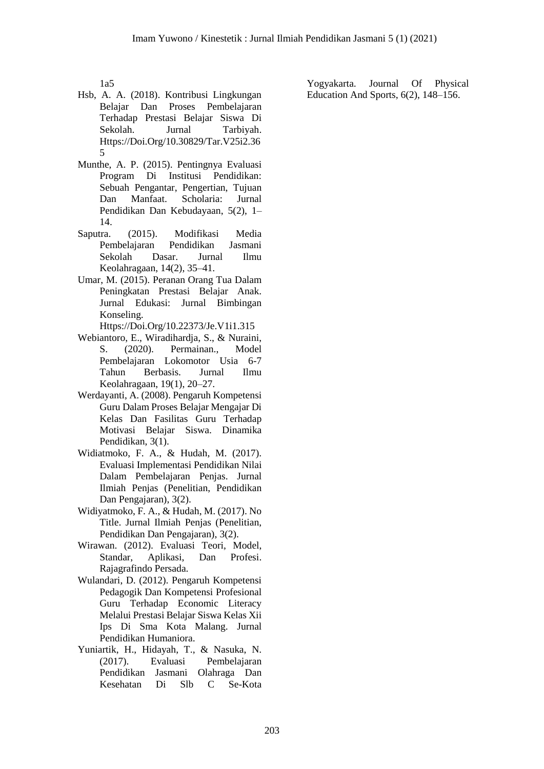1a5

Hsb, A. A. (2018). Kontribusi Lingkungan Belajar Dan Proses Pembelajaran Terhadap Prestasi Belajar Siswa Di Sekolah. Jurnal Tarbiyah. Https://Doi.Org/10.30829/Tar.V25i2.365

Munthe, A. P. (2015). Pentingnya Evaluasi Program Di Institusi Pendidikan: Sebuah Pengantar, Pengertian, Tujuan Dan Manfaat. Scholaria: Jurnal Pendidikan Dan Kebudayaan, 5(2), 1–14.

Saputra. (2015). Modifikasi Media Pembelajaran Pendidikan Jasmani Sekolah Dasar. Jurnal Ilmu Keolahragaan, 14(2), 35–41.

Umar, M. (2015). Peranan Orang Tua Dalam Peningkatan Prestasi Belajar Anak. Jurnal Edukasi: Jurnal Bimbingan Konseling. Https://Doi.Org/10.22373/Je.V1i1.315

Webiantoro, E., Wiradihardja, S., & Nuraini, S. (2020). Permainan., Model Pembelajaran Lokomotor Usia 6-7 Tahun Berbasis. Jurnal Ilmu Keolahragaan, 19(1), 20–27.

Werdayanti, A. (2008). Pengaruh Kompetensi Guru Dalam Proses Belajar Mengajar Di Kelas Dan Fasilitas Guru Terhadap Motivasi Belajar Siswa. Dinamika Pendidikan, 3(1).

Widiatmoko, F. A., & Hudah, M. (2017). Evaluasi Implementasi Pendidikan Nilai Dalam Pembelajaran Penjas. Jurnal Ilmiah Penjas (Penelitian, Pendidikan Dan Pengajaran), 3(2).

Widiyatmoko, F. A., & Hudah, M. (2017). No Title. Jurnal Ilmiah Penjas (Penelitian, Pendidikan Dan Pengajaran), 3(2).

Wirawan. (2012). Evaluasi Teori, Model, Standar, Aplikasi, Dan Profesi. Rajagrafindo Persada.

Wulandari, D. (2012). Pengaruh Kompetensi Pedagogik Dan Kompetensi Profesional Guru Terhadap Economic Literacy Melalui Prestasi Belajar Siswa Kelas Xii Ips Di Sma Kota Malang. Jurnal Pendidikan Humaniora.

Yuniartik, H., Hidayah, T., & Nasuka, N. (2017). Evaluasi Pembelajaran Pendidikan Jasmani Olahraga Dan Kesehatan Di Slb C Se-Kota Yogyakarta. Journal Of Physical Education And Sports, 6(2), 148–156.